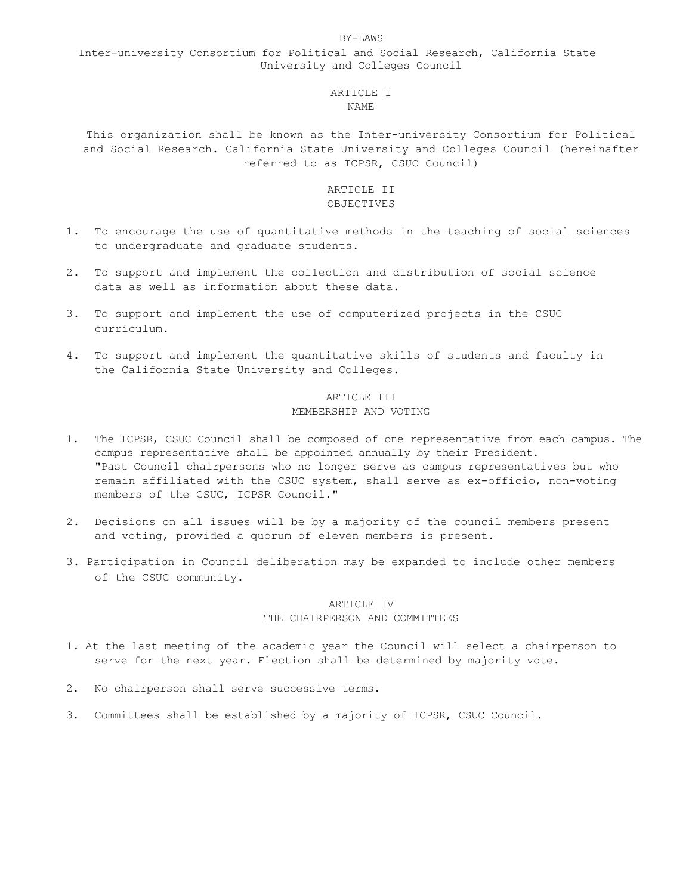# BY-LAWS

## Inter-university Consortium for Political and Social Research, California State University and Colleges Council

## ARTICLE I
## NAME

This organization shall be known as the Inter-university Consortium for Political and Social Research. California State University and Colleges Council (hereinafter referred to as ICPSR, CSUC Council)

## ARTICLE II
## OBJECTIVES

1. To encourage the use of quantitative methods in the teaching of social sciences to undergraduate and graduate students.

2. To support and implement the collection and distribution of social science data as well as information about these data.

3. To support and implement the use of computerized projects in the CSUC curriculum.

4. To support and implement the quantitative skills of students and faculty in the California State University and Colleges.

## ARTICLE III
## MEMBERSHIP AND VOTING

1. The ICPSR, CSUC Council shall be composed of one representative from each campus. The campus representative shall be appointed annually by their President. "Past Council chairpersons who no longer serve as campus representatives but who remain affiliated with the CSUC system, shall serve as ex-officio, non-voting members of the CSUC, ICPSR Council."

2. Decisions on all issues will be by a majority of the council members present and voting, provided a quorum of eleven members is present.

3. Participation in Council deliberation may be expanded to include other members of the CSUC community.

## ARTICLE IV
## THE CHAIRPERSON AND COMMITTEES

1. At the last meeting of the academic year the Council will select a chairperson to serve for the next year. Election shall be determined by majority vote.

2. No chairperson shall serve successive terms.

3. Committees shall be established by a majority of ICPSR, CSUC Council.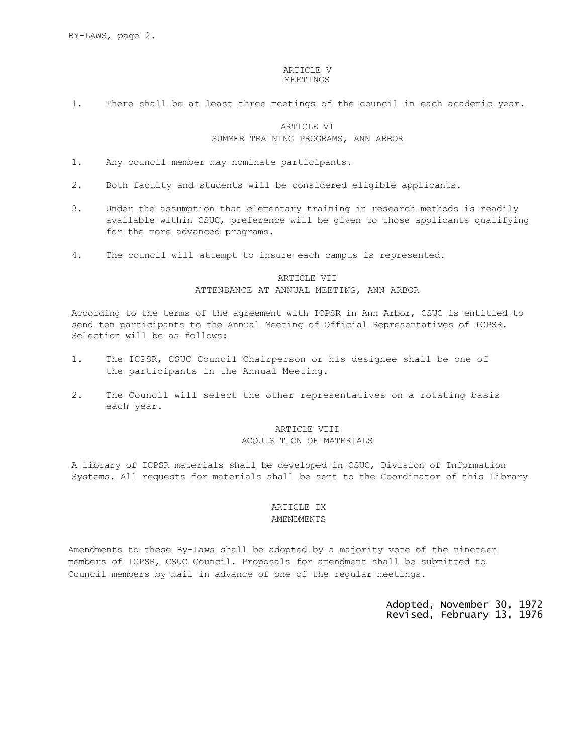## ARTICLE V
## MEETINGS

1. There shall be at least three meetings of the council in each academic year.

## ARTICLE VI
## SUMMER TRAINING PROGRAMS, ANN ARBOR

1. Any council member may nominate participants.

2. Both faculty and students will be considered eligible applicants.

3. Under the assumption that elementary training in research methods is readily available within CSUC, preference will be given to those applicants qualifying for the more advanced programs.

4. The council will attempt to insure each campus is represented.

## ARTICLE VII
## ATTENDANCE AT ANNUAL MEETING, ANN ARBOR

According to the terms of the agreement with ICPSR in Ann Arbor, CSUC is entitled to send ten participants to the Annual Meeting of Official Representatives of ICPSR. Selection will be as follows:

1. The ICPSR, CSUC Council Chairperson or his designee shall be one of the participants in the Annual Meeting.

2. The Council will select the other representatives on a rotating basis each year.

## ARTICLE VIII
## ACQUISITION OF MATERIALS

A library of ICPSR materials shall be developed in CSUC, Division of Information Systems. All requests for materials shall be sent to the Coordinator of this Library

## ARTICLE IX
## AMENDMENTS

Amendments to these By-Laws shall be adopted by a majority vote of the nineteen members of ICPSR, CSUC Council. Proposals for amendment shall be submitted to Council members by mail in advance of one of the regular meetings.

Adopted, November 30, 1972
Revised, February 13, 1976